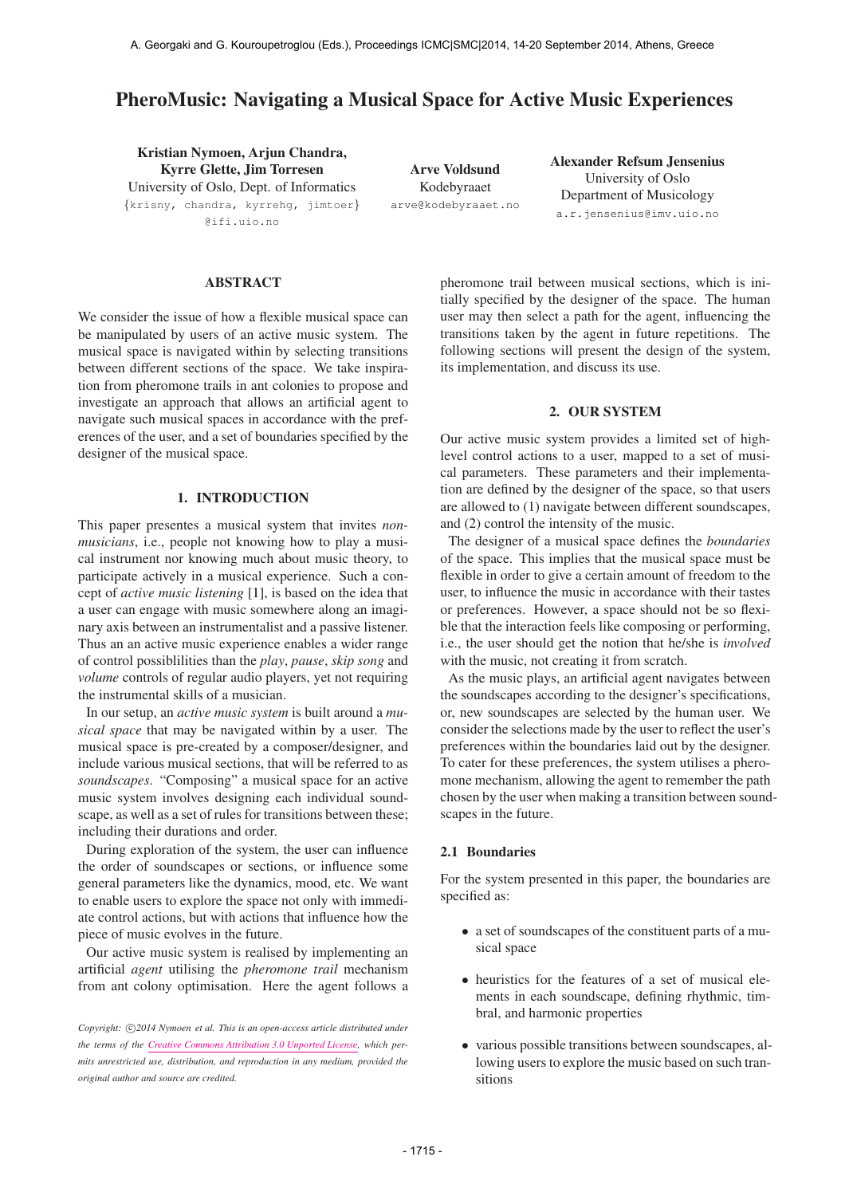# PheroMusic: Navigating a Musical Space for Active Music Experiences

**Kristian Nymoen, Arjun Chandra, Kyrre Glette, Jim Torresen**
University of Oslo, Dept. of Informatics
{krisny, chandra, kyrrehg, jimtoer}@ifi.uio.no

**Arve Voldsund**
Kodebyraaet
arve@kodebyraaet.no

**Alexander Refsum Jensenius**
University of Oslo
Department of Musicology
a.r.jensenius@imv.uio.no

## ABSTRACT

We consider the issue of how a flexible musical space can be manipulated by users of an active music system. The musical space is navigated within by selecting transitions between different sections of the space. We take inspiration from pheromone trails in ant colonies to propose and investigate an approach that allows an artificial agent to navigate such musical spaces in accordance with the preferences of the user, and a set of boundaries specified by the designer of the musical space.

## 1. INTRODUCTION

This paper presentes a musical system that invites *non-musicians*, i.e., people not knowing how to play a musical instrument nor knowing much about music theory, to participate actively in a musical experience. Such a concept of *active music listening* [1], is based on the idea that a user can engage with music somewhere along an imaginary axis between an instrumentalist and a passive listener. Thus an an active music experience enables a wider range of control possiblilities than the *play*, *pause*, *skip song* and *volume* controls of regular audio players, yet not requiring the instrumental skills of a musician.

In our setup, an *active music system* is built around a *musical space* that may be navigated within by a user. The musical space is pre-created by a composer/designer, and include various musical sections, that will be referred to as *soundscapes*. "Composing" a musical space for an active music system involves designing each individual soundscape, as well as a set of rules for transitions between these; including their durations and order.

During exploration of the system, the user can influence the order of soundscapes or sections, or influence some general parameters like the dynamics, mood, etc. We want to enable users to explore the space not only with immediate control actions, but with actions that influence how the piece of music evolves in the future.

Our active music system is realised by implementing an artificial *agent* utilising the *pheromone trail* mechanism from ant colony optimisation. Here the agent follows a pheromone trail between musical sections, which is initially specified by the designer of the space. The human user may then select a path for the agent, influencing the transitions taken by the agent in future repetitions. The following sections will present the design of the system, its implementation, and discuss its use.

*Copyright: ©2014 Nymoen et al. This is an open-access article distributed under the terms of the Creative Commons Attribution 3.0 Unported License, which permits unrestricted use, distribution, and reproduction in any medium, provided the original author and source are credited.*

## 2. OUR SYSTEM

Our active music system provides a limited set of high-level control actions to a user, mapped to a set of musical parameters. These parameters and their implementation are defined by the designer of the space, so that users are allowed to (1) navigate between different soundscapes, and (2) control the intensity of the music.

The designer of a musical space defines the *boundaries* of the space. This implies that the musical space must be flexible in order to give a certain amount of freedom to the user, to influence the music in accordance with their tastes or preferences. However, a space should not be so flexible that the interaction feels like composing or performing, i.e., the user should get the notion that he/she is *involved* with the music, not creating it from scratch.

As the music plays, an artificial agent navigates between the soundscapes according to the designer's specifications, or, new soundscapes are selected by the human user. We consider the selections made by the user to reflect the user's preferences within the boundaries laid out by the designer. To cater for these preferences, the system utilises a pheromone mechanism, allowing the agent to remember the path chosen by the user when making a transition between soundscapes in the future.

### 2.1 Boundaries

For the system presented in this paper, the boundaries are specified as:

- a set of soundscapes of the constituent parts of a musical space
- heuristics for the features of a set of musical elements in each soundscape, defining rhythmic, timbral, and harmonic properties
- various possible transitions between soundscapes, allowing users to explore the music based on such transitions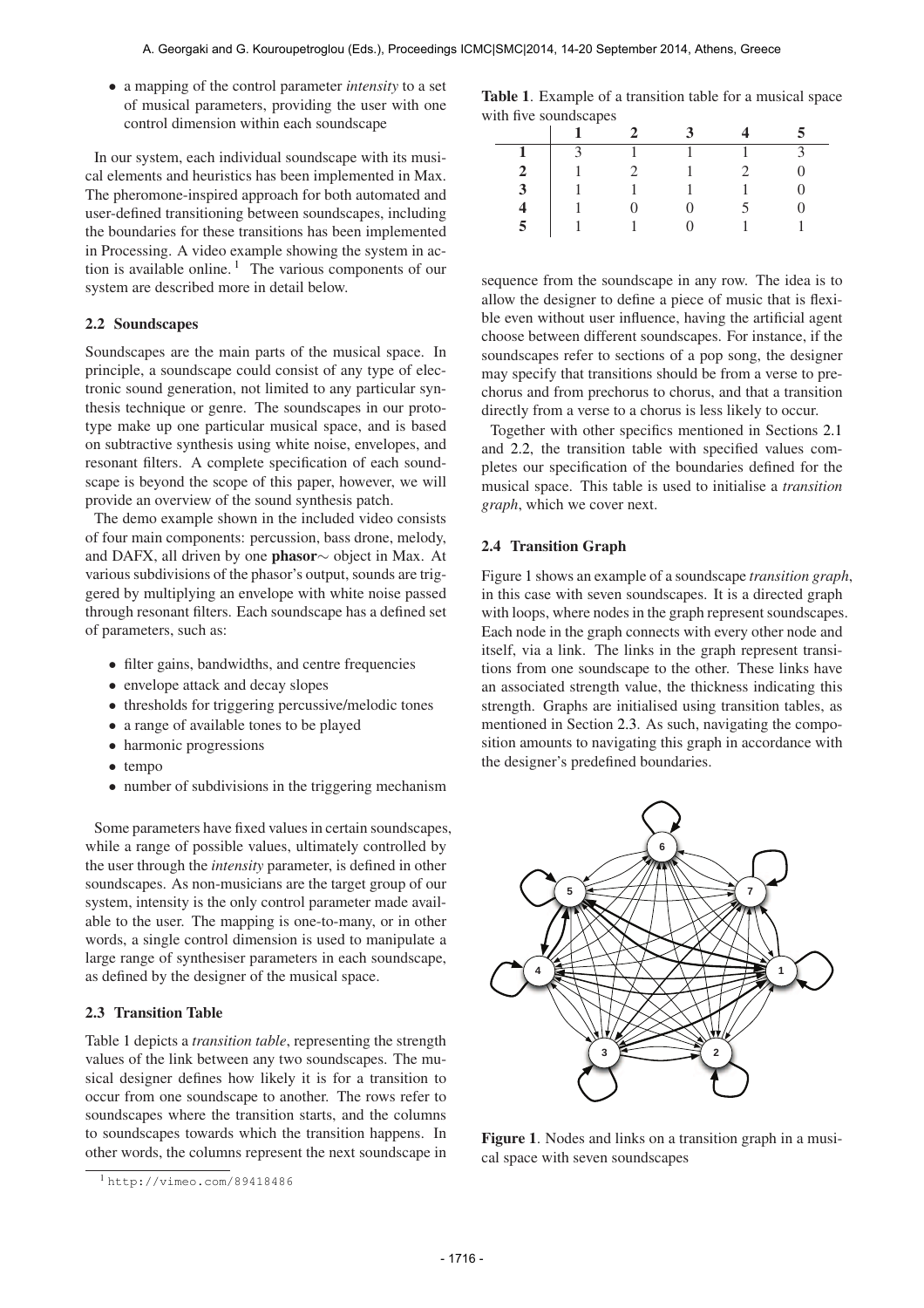- a mapping of the control parameter *intensity* to a set of musical parameters, providing the user with one control dimension within each soundscape

In our system, each individual soundscape with its musical elements and heuristics has been implemented in Max. The pheromone-inspired approach for both automated and user-defined transitioning between soundscapes, including the boundaries for these transitions has been implemented in Processing. A video example showing the system in action is available online. [1] The various components of our system are described more in detail below.

### 2.2 Soundscapes

Soundscapes are the main parts of the musical space. In principle, a soundscape could consist of any type of electronic sound generation, not limited to any particular synthesis technique or genre. The soundscapes in our prototype make up one particular musical space, and is based on subtractive synthesis using white noise, envelopes, and resonant filters. A complete specification of each soundscape is beyond the scope of this paper, however, we will provide an overview of the sound synthesis patch.

The demo example shown in the included video consists of four main components: percussion, bass drone, melody, and DAFX, all driven by one **phasor∼** object in Max. At various subdivisions of the phasor's output, sounds are triggered by multiplying an envelope with white noise passed through resonant filters. Each soundscape has a defined set of parameters, such as:

- filter gains, bandwidths, and centre frequencies
- envelope attack and decay slopes
- thresholds for triggering percussive/melodic tones
- a range of available tones to be played
- harmonic progressions
- tempo
- number of subdivisions in the triggering mechanism

Some parameters have fixed values in certain soundscapes, while a range of possible values, ultimately controlled by the user through the *intensity* parameter, is defined in other soundscapes. As non-musicians are the target group of our system, intensity is the only control parameter made available to the user. The mapping is one-to-many, or in other words, a single control dimension is used to manipulate a large range of synthesiser parameters in each soundscape, as defined by the designer of the musical space.

### 2.3 Transition Table

Table 1 depicts a *transition table*, representing the strength values of the link between any two soundscapes. The musical designer defines how likely it is for a transition to occur from one soundscape to another. The rows refer to soundscapes where the transition starts, and the columns to soundscapes towards which the transition happens. In other words, the columns represent the next soundscape in sequence from the soundscape in any row. The idea is to allow the designer to define a piece of music that is flexible even without user influence, having the artificial agent choose between different soundscapes. For instance, if the soundscapes refer to sections of a pop song, the designer may specify that transitions should be from a verse to prechorus and from prechorus to chorus, and that a transition directly from a verse to a chorus is less likely to occur.

**Table 1**. Example of a transition table for a musical space with five soundscapes

| | **1** | **2** | **3** | **4** | **5** |
|---|---|---|---|---|---|
| **1** | 3 | 1 | 1 | 1 | 3 |
| **2** | 1 | 2 | 1 | 2 | 0 |
| **3** | 1 | 1 | 1 | 1 | 0 |
| **4** | 1 | 0 | 0 | 5 | 0 |
| **5** | 1 | 1 | 0 | 1 | 1 |

Together with other specifics mentioned in Sections 2.1 and 2.2, the transition table with specified values completes our specification of the boundaries defined for the musical space. This table is used to initialise a *transition graph*, which we cover next.

### 2.4 Transition Graph

Figure 1 shows an example of a soundscape *transition graph*, in this case with seven soundscapes. It is a directed graph with loops, where nodes in the graph represent soundscapes. Each node in the graph connects with every other node and itself, via a link. The links in the graph represent transitions from one soundscape to the other. These links have an associated strength value, the thickness indicating this strength. Graphs are initialised using transition tables, as mentioned in Section 2.3. As such, navigating the composition amounts to navigating this graph in accordance with the designer's predefined boundaries.

**Figure 1**. Nodes and links on a transition graph in a musical space with seven soundscapes

[1] http://vimeo.com/89418486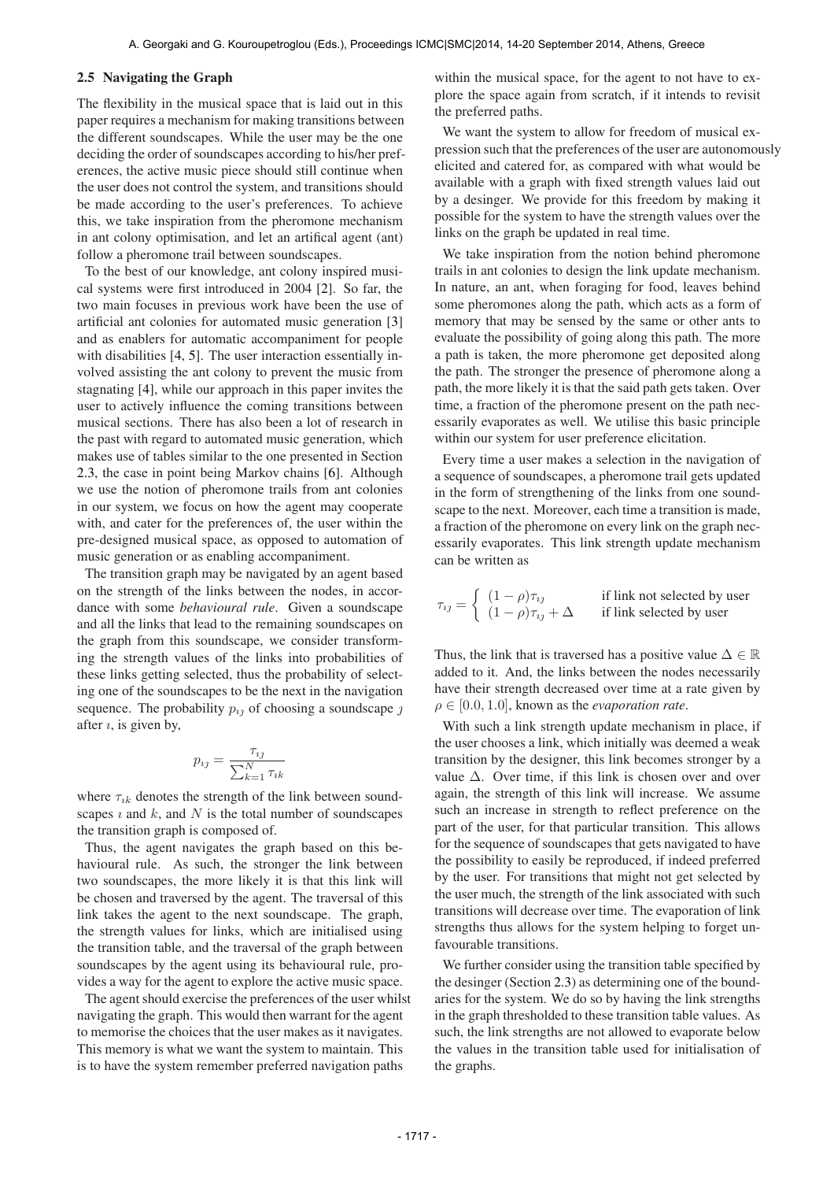### 2.5 Navigating the Graph

The flexibility in the musical space that is laid out in this paper requires a mechanism for making transitions between the different soundscapes. While the user may be the one deciding the order of soundscapes according to his/her preferences, the active music piece should still continue when the user does not control the system, and transitions should be made according to the user's preferences. To achieve this, we take inspiration from the pheromone mechanism in ant colony optimisation, and let an artifical agent (ant) follow a pheromone trail between soundscapes.

To the best of our knowledge, ant colony inspired musical systems were first introduced in 2004 [2]. So far, the two main focuses in previous work have been the use of artificial ant colonies for automated music generation [3] and as enablers for automatic accompaniment for people with disabilities [4, 5]. The user interaction essentially involved assisting the ant colony to prevent the music from stagnating [4], while our approach in this paper invites the user to actively influence the coming transitions between musical sections. There has also been a lot of research in the past with regard to automated music generation, which makes use of tables similar to the one presented in Section 2.3, the case in point being Markov chains [6]. Although we use the notion of pheromone trails from ant colonies in our system, we focus on how the agent may cooperate with, and cater for the preferences of, the user within the pre-designed musical space, as opposed to automation of music generation or as enabling accompaniment.

The transition graph may be navigated by an agent based on the strength of the links between the nodes, in accordance with some *behavioural rule*. Given a soundscape and all the links that lead to the remaining soundscapes on the graph from this soundscape, we consider transforming the strength values of the links into probabilities of these links getting selected, thus the probability of selecting one of the soundscapes to be the next in the navigation sequence. The probability $p_{ij}$ of choosing a soundscape $j$ after $i$, is given by,

$$p_{ij} = \frac{\tau_{ij}}{\sum_{k=1}^{N} \tau_{ik}}$$

where $\tau_{ik}$ denotes the strength of the link between soundscapes $i$ and $k$, and $N$ is the total number of soundscapes the transition graph is composed of.

Thus, the agent navigates the graph based on this behavioural rule. As such, the stronger the link between two soundscapes, the more likely it is that this link will be chosen and traversed by the agent. The traversal of this link takes the agent to the next soundscape. The graph, the strength values for links, which are initialised using the transition table, and the traversal of the graph between soundscapes by the agent using its behavioural rule, provides a way for the agent to explore the active music space.

The agent should exercise the preferences of the user whilst navigating the graph. This would then warrant for the agent to memorise the choices that the user makes as it navigates. This memory is what we want the system to maintain. This is to have the system remember preferred navigation paths within the musical space, for the agent to not have to explore the space again from scratch, if it intends to revisit the preferred paths.

We want the system to allow for freedom of musical expression such that the preferences of the user are autonomously elicited and catered for, as compared with what would be available with a graph with fixed strength values laid out by a desinger. We provide for this freedom by making it possible for the system to have the strength values over the links on the graph be updated in real time.

We take inspiration from the notion behind pheromone trails in ant colonies to design the link update mechanism. In nature, an ant, when foraging for food, leaves behind some pheromones along the path, which acts as a form of memory that may be sensed by the same or other ants to evaluate the possibility of going along this path. The more a path is taken, the more pheromone get deposited along the path. The stronger the presence of pheromone along a path, the more likely it is that the said path gets taken. Over time, a fraction of the pheromone present on the path necessarily evaporates as well. We utilise this basic principle within our system for user preference elicitation.

Every time a user makes a selection in the navigation of a sequence of soundscapes, a pheromone trail gets updated in the form of strengthening of the links from one soundscape to the next. Moreover, each time a transition is made, a fraction of the pheromone on every link on the graph necessarily evaporates. This link strength update mechanism can be written as

$$\tau_{ij} = \begin{cases} (1-\rho)\tau_{ij} & \text{if link not selected by user} \\ (1-\rho)\tau_{ij} + \Delta & \text{if link selected by user} \end{cases}$$

Thus, the link that is traversed has a positive value $\Delta \in \mathbb{R}$ added to it. And, the links between the nodes necessarily have their strength decreased over time at a rate given by $\rho \in [0.0, 1.0]$, known as the *evaporation rate*.

With such a link strength update mechanism in place, if the user chooses a link, which initially was deemed a weak transition by the designer, this link becomes stronger by a value $\Delta$. Over time, if this link is chosen over and over again, the strength of this link will increase. We assume such an increase in strength to reflect preference on the part of the user, for that particular transition. This allows for the sequence of soundscapes that gets navigated to have the possibility to easily be reproduced, if indeed preferred by the user. For transitions that might not get selected by the user much, the strength of the link associated with such transitions will decrease over time. The evaporation of link strengths thus allows for the system helping to forget unfavourable transitions.

We further consider using the transition table specified by the desinger (Section 2.3) as determining one of the boundaries for the system. We do so by having the link strengths in the graph thresholded to these transition table values. As such, the link strengths are not allowed to evaporate below the values in the transition table used for initialisation of the graphs.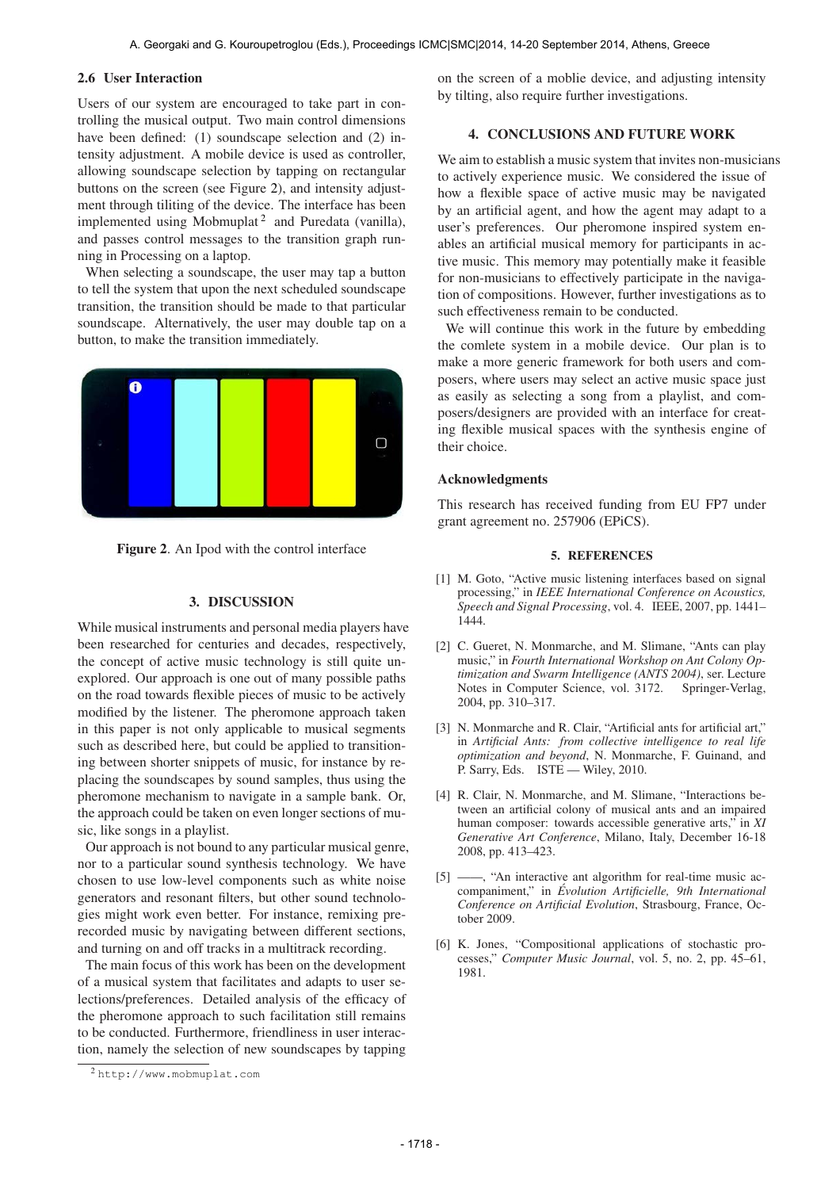### 2.6 User Interaction

Users of our system are encouraged to take part in controlling the musical output. Two main control dimensions have been defined: (1) soundscape selection and (2) intensity adjustment. A mobile device is used as controller, allowing soundscape selection by tapping on rectangular buttons on the screen (see Figure 2), and intensity adjustment through tiliting of the device. The interface has been implemented using Mobmuplat[2] and Puredata (vanilla), and passes control messages to the transition graph running in Processing on a laptop.

When selecting a soundscape, the user may tap a button to tell the system that upon the next scheduled soundscape transition, the transition should be made to that particular soundscape. Alternatively, the user may double tap on a button, to make the transition immediately.

**Figure 2**. An Ipod with the control interface

## 3. DISCUSSION

While musical instruments and personal media players have been researched for centuries and decades, respectively, the concept of active music technology is still quite unexplored. Our approach is one out of many possible paths on the road towards flexible pieces of music to be actively modified by the listener. The pheromone approach taken in this paper is not only applicable to musical segments such as described here, but could be applied to transitioning between shorter snippets of music, for instance by replacing the soundscapes by sound samples, thus using the pheromone mechanism to navigate in a sample bank. Or, the approach could be taken on even longer sections of music, like songs in a playlist.

Our approach is not bound to any particular musical genre, nor to a particular sound synthesis technology. We have chosen to use low-level components such as white noise generators and resonant filters, but other sound technologies might work even better. For instance, remixing prerecorded music by navigating between different sections, and turning on and off tracks in a multitrack recording.

The main focus of this work has been on the development of a musical system that facilitates and adapts to user selections/preferences. Detailed analysis of the efficacy of the pheromone approach to such facilitation still remains to be conducted. Furthermore, friendliness in user interaction, namely the selection of new soundscapes by tapping on the screen of a moblie device, and adjusting intensity by tilting, also require further investigations.

[2] http://www.mobmuplat.com

## 4. CONCLUSIONS AND FUTURE WORK

We aim to establish a music system that invites non-musicians to actively experience music. We considered the issue of how a flexible space of active music may be navigated by an artificial agent, and how the agent may adapt to a user's preferences. Our pheromone inspired system enables an artificial musical memory for participants in active music. This memory may potentially make it feasible for non-musicians to effectively participate in the navigation of compositions. However, further investigations as to such effectiveness remain to be conducted.

We will continue this work in the future by embedding the comlete system in a mobile device. Our plan is to make a more generic framework for both users and composers, where users may select an active music space just as easily as selecting a song from a playlist, and composers/designers are provided with an interface for creating flexible musical spaces with the synthesis engine of their choice.

### Acknowledgments

This research has received funding from EU FP7 under grant agreement no. 257906 (EPiCS).

## 5. REFERENCES

[1] M. Goto, "Active music listening interfaces based on signal processing," in *IEEE International Conference on Acoustics, Speech and Signal Processing*, vol. 4. IEEE, 2007, pp. 1441–1444.

[2] C. Gueret, N. Monmarche, and M. Slimane, "Ants can play music," in *Fourth International Workshop on Ant Colony Optimization and Swarm Intelligence (ANTS 2004)*, ser. Lecture Notes in Computer Science, vol. 3172. Springer-Verlag, 2004, pp. 310–317.

[3] N. Monmarche and R. Clair, "Artificial ants for artificial art," in *Artificial Ants: from collective intelligence to real life optimization and beyond*, N. Monmarche, F. Guinand, and P. Sarry, Eds. ISTE — Wiley, 2010.

[4] R. Clair, N. Monmarche, and M. Slimane, "Interactions between an artificial colony of musical ants and an impaired human composer: towards accessible generative arts," in *XI Generative Art Conference*, Milano, Italy, December 16-18 2008, pp. 413–423.

[5] ——, "An interactive ant algorithm for real-time music accompaniment," in *Évolution Artificielle, 9th International Conference on Artificial Evolution*, Strasbourg, France, October 2009.

[6] K. Jones, "Compositional applications of stochastic processes," *Computer Music Journal*, vol. 5, no. 2, pp. 45–61, 1981.